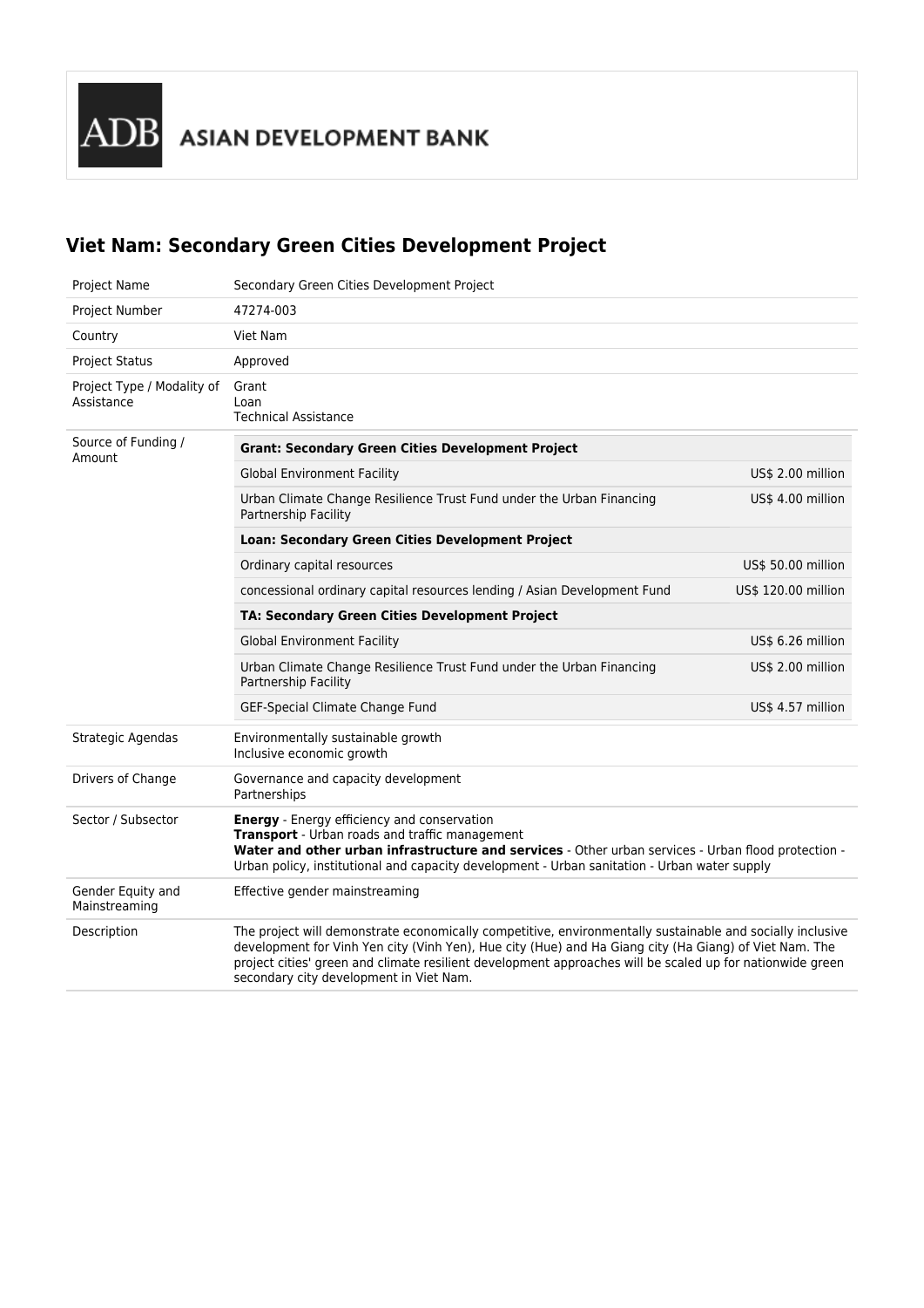ADB ASIAN DEVELOPMENT BANK

# Viet Nam: Secondary Green Cities Development Project

| | |
|---|---|
| Project Name | Secondary Green Cities Development Project |
| Project Number | 47274-003 |
| Country | Viet Nam |
| Project Status | Approved |
| Project Type / Modality of Assistance | Grant<br>Loan<br>Technical Assistance |
| Source of Funding / Amount | **Grant: Secondary Green Cities Development Project**<br>Global Environment Facility — US$ 2.00 million<br>Urban Climate Change Resilience Trust Fund under the Urban Financing Partnership Facility — US$ 4.00 million<br>**Loan: Secondary Green Cities Development Project**<br>Ordinary capital resources — US$ 50.00 million<br>concessional ordinary capital resources lending / Asian Development Fund — US$ 120.00 million<br>**TA: Secondary Green Cities Development Project**<br>Global Environment Facility — US$ 6.26 million<br>Urban Climate Change Resilience Trust Fund under the Urban Financing Partnership Facility — US$ 2.00 million<br>GEF-Special Climate Change Fund — US$ 4.57 million |
| Strategic Agendas | Environmentally sustainable growth<br>Inclusive economic growth |
| Drivers of Change | Governance and capacity development<br>Partnerships |
| Sector / Subsector | **Energy** - Energy efficiency and conservation<br>**Transport** - Urban roads and traffic management<br>**Water and other urban infrastructure and services** - Other urban services - Urban flood protection - Urban policy, institutional and capacity development - Urban sanitation - Urban water supply |
| Gender Equity and Mainstreaming | Effective gender mainstreaming |
| Description | The project will demonstrate economically competitive, environmentally sustainable and socially inclusive development for Vinh Yen city (Vinh Yen), Hue city (Hue) and Ha Giang city (Ha Giang) of Viet Nam. The project cities' green and climate resilient development approaches will be scaled up for nationwide green secondary city development in Viet Nam. |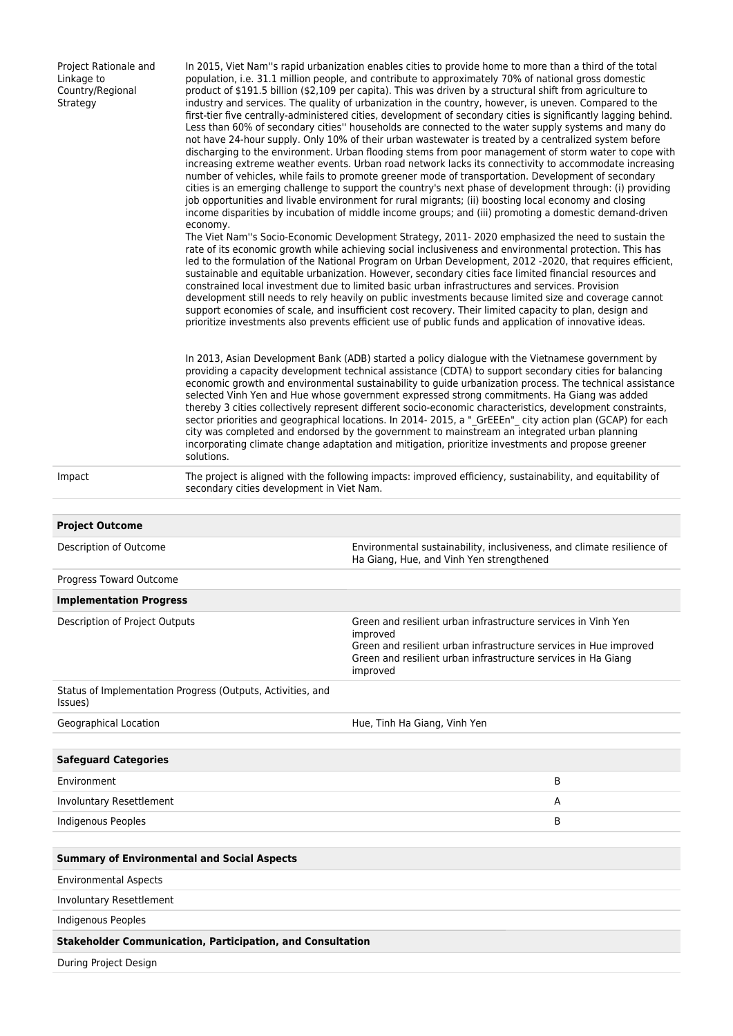| | |
|---|---|
| Project Rationale and Linkage to Country/Regional Strategy | In 2015, Viet Nam''s rapid urbanization enables cities to provide home to more than a third of the total population, i.e. 31.1 million people, and contribute to approximately 70% of national gross domestic product of $191.5 billion ($2,109 per capita). This was driven by a structural shift from agriculture to industry and services. The quality of urbanization in the country, however, is uneven. Compared to the first-tier five centrally-administered cities, development of secondary cities is significantly lagging behind. Less than 60% of secondary cities'' households are connected to the water supply systems and many do not have 24-hour supply. Only 10% of their urban wastewater is treated by a centralized system before discharging to the environment. Urban flooding stems from poor management of storm water to cope with increasing extreme weather events. Urban road network lacks its connectivity to accommodate increasing number of vehicles, while fails to promote greener mode of transportation. Development of secondary cities is an emerging challenge to support the country's next phase of development through: (i) providing job opportunities and livable environment for rural migrants; (ii) boosting local economy and closing income disparities by incubation of middle income groups; and (iii) promoting a domestic demand-driven economy.<br>The Viet Nam''s Socio-Economic Development Strategy, 2011- 2020 emphasized the need to sustain the rate of its economic growth while achieving social inclusiveness and environmental protection. This has led to the formulation of the National Program on Urban Development, 2012 -2020, that requires efficient, sustainable and equitable urbanization. However, secondary cities face limited financial resources and constrained local investment due to limited basic urban infrastructures and services. Provision development still needs to rely heavily on public investments because limited size and coverage cannot support economies of scale, and insufficient cost recovery. Their limited capacity to plan, design and prioritize investments also prevents efficient use of public funds and application of innovative ideas.<br><br>In 2013, Asian Development Bank (ADB) started a policy dialogue with the Vietnamese government by providing a capacity development technical assistance (CDTA) to support secondary cities for balancing economic growth and environmental sustainability to guide urbanization process. The technical assistance selected Vinh Yen and Hue whose government expressed strong commitments. Ha Giang was added thereby 3 cities collectively represent different socio-economic characteristics, development constraints, sector priorities and geographical locations. In 2014- 2015, a "_GrEEEn"_ city action plan (GCAP) for each city was completed and endorsed by the government to mainstream an integrated urban planning incorporating climate change adaptation and mitigation, prioritize investments and propose greener solutions. |
| Impact | The project is aligned with the following impacts: improved efficiency, sustainability, and equitability of secondary cities development in Viet Nam. |

| **Project Outcome** | |
|---|---|
| Description of Outcome | Environmental sustainability, inclusiveness, and climate resilience of Ha Giang, Hue, and Vinh Yen strengthened |
| Progress Toward Outcome | |
| **Implementation Progress** | |
| Description of Project Outputs | Green and resilient urban infrastructure services in Vinh Yen improved<br>Green and resilient urban infrastructure services in Hue improved<br>Green and resilient urban infrastructure services in Ha Giang improved |
| Status of Implementation Progress (Outputs, Activities, and Issues) | |
| Geographical Location | Hue, Tinh Ha Giang, Vinh Yen |

| **Safeguard Categories** | |
|---|---|
| Environment | B |
| Involuntary Resettlement | A |
| Indigenous Peoples | B |

| **Summary of Environmental and Social Aspects** |
|---|
| Environmental Aspects |
| Involuntary Resettlement |
| Indigenous Peoples |
| **Stakeholder Communication, Participation, and Consultation** |
| During Project Design |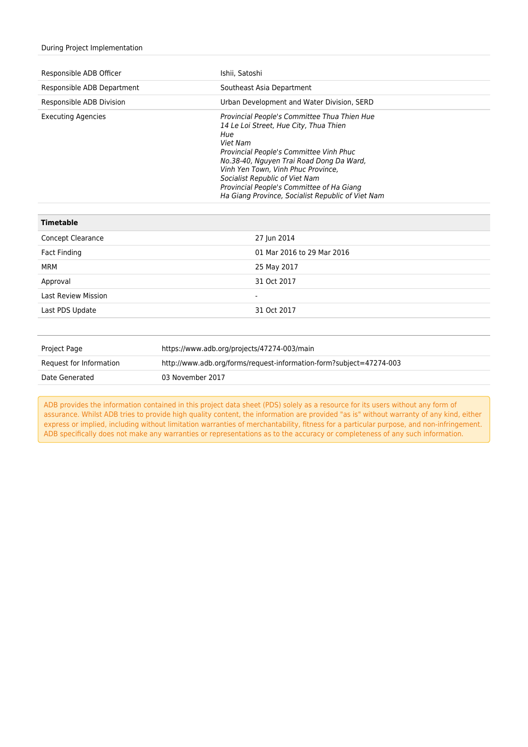During Project Implementation

| | |
|---|---|
| Responsible ADB Officer | Ishii, Satoshi |
| Responsible ADB Department | Southeast Asia Department |
| Responsible ADB Division | Urban Development and Water Division, SERD |
| Executing Agencies | *Provincial People's Committee Thua Thien Hue*<br>*14 Le Loi Street, Hue City, Thua Thien*<br>*Hue*<br>*Viet Nam*<br>*Provincial People's Committee Vinh Phuc*<br>*No.38-40, Nguyen Trai Road Dong Da Ward,*<br>*Vinh Yen Town, Vinh Phuc Province,*<br>*Socialist Republic of Viet Nam*<br>*Provincial People's Committee of Ha Giang*<br>*Ha Giang Province, Socialist Republic of Viet Nam* |

| **Timetable** | |
|---|---|
| Concept Clearance | 27 Jun 2014 |
| Fact Finding | 01 Mar 2016 to 29 Mar 2016 |
| MRM | 25 May 2017 |
| Approval | 31 Oct 2017 |
| Last Review Mission | - |
| Last PDS Update | 31 Oct 2017 |

| | |
|---|---|
| Project Page | https://www.adb.org/projects/47274-003/main |
| Request for Information | http://www.adb.org/forms/request-information-form?subject=47274-003 |
| Date Generated | 03 November 2017 |

ADB provides the information contained in this project data sheet (PDS) solely as a resource for its users without any form of assurance. Whilst ADB tries to provide high quality content, the information are provided "as is" without warranty of any kind, either express or implied, including without limitation warranties of merchantability, fitness for a particular purpose, and non-infringement. ADB specifically does not make any warranties or representations as to the accuracy or completeness of any such information.